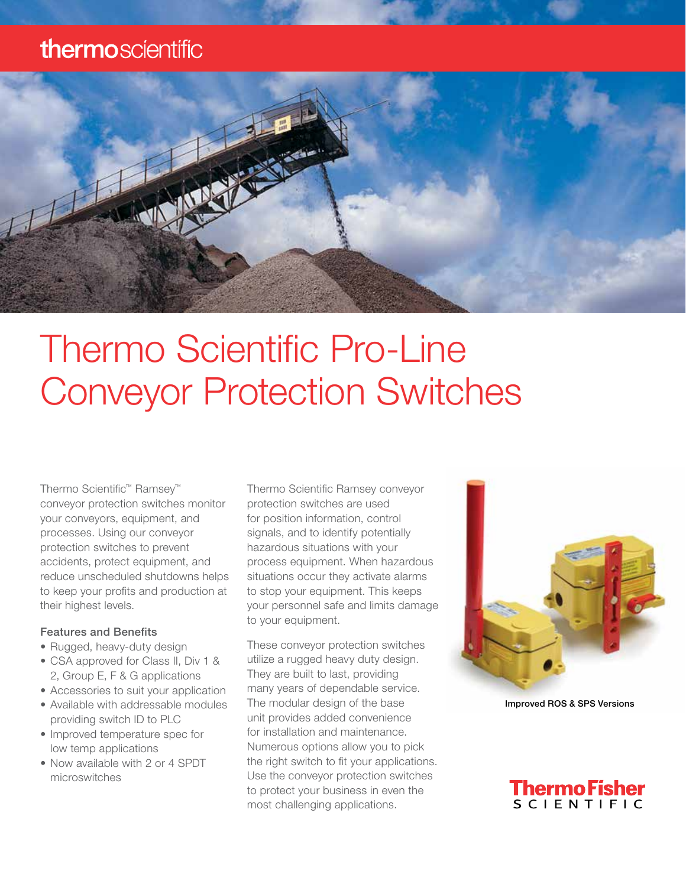# Thermo Scientific Pro-Line Conveyor Protection Switches

Thermo Scientific™ Ramsey™ conveyor protection switches monitor your conveyors, equipment, and processes. Using our conveyor protection switches to prevent accidents, protect equipment, and reduce unscheduled shutdowns helps to keep your profits and production at their highest levels.

### Features and Benefits

- Rugged, heavy-duty design
- CSA approved for Class II, Div 1 & 2, Group E, F & G applications
- Accessories to suit your application
- Available with addressable modules providing switch ID to PLC
- Improved temperature spec for low temp applications
- Now available with 2 or 4 SPDT microswitches

Thermo Scientific Ramsey conveyor protection switches are used for position information, control signals, and to identify potentially hazardous situations with your process equipment. When hazardous situations occur they activate alarms to stop your equipment. This keeps your personnel safe and limits damage to your equipment.

These conveyor protection switches utilize a rugged heavy duty design. They are built to last, providing many years of dependable service. The modular design of the base unit provides added convenience for installation and maintenance. Numerous options allow you to pick the right switch to fit your applications. Use the conveyor protection switches to protect your business in even the most challenging applications.

Improved ROS & SPS Versions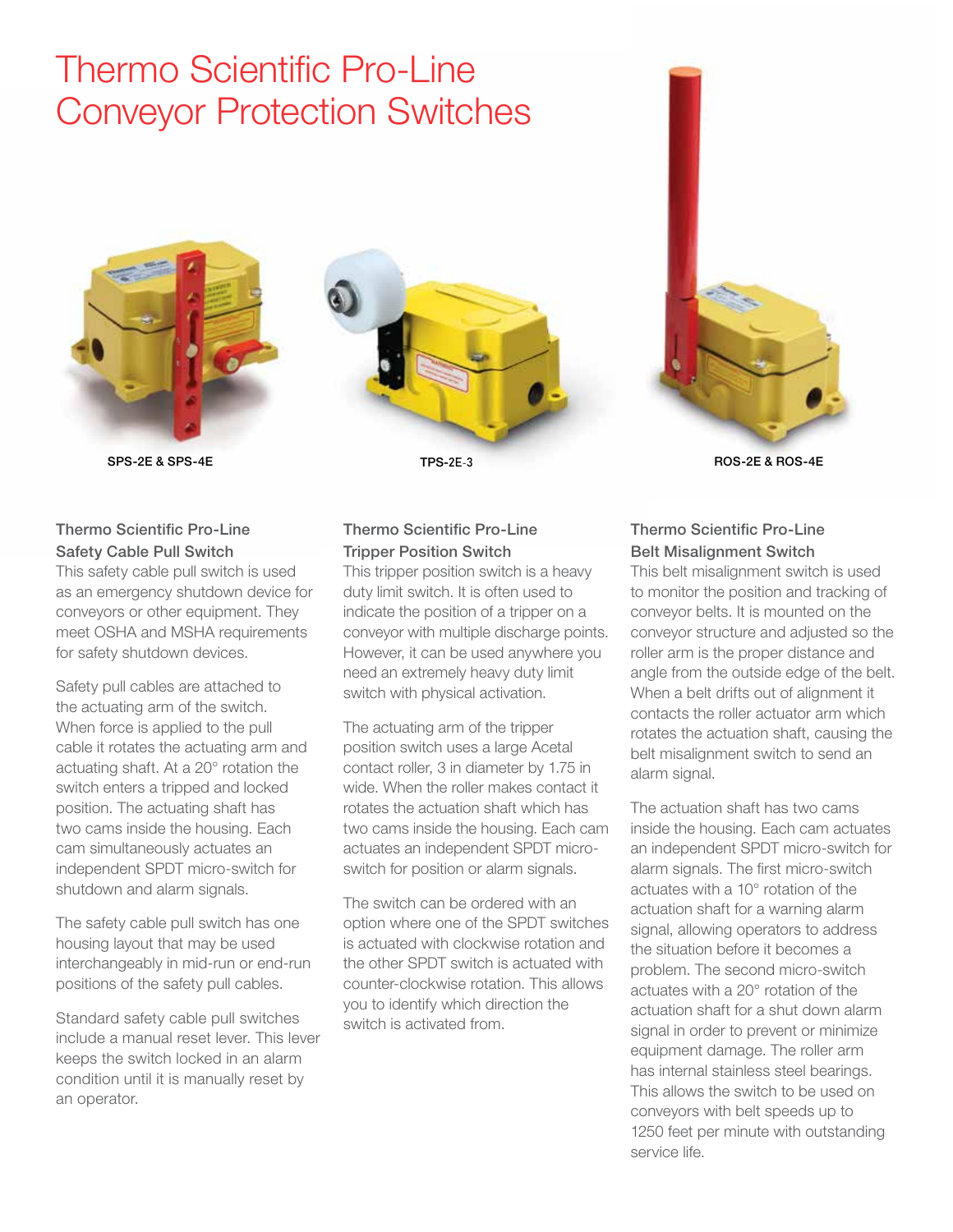# Thermo Scientific Pro-Line Conveyor Protection Switches

SPS-2E & SPS-4E

TPS-2E-3

ROS-2E & ROS-4E

## Thermo Scientific Pro-Line Safety Cable Pull Switch

This safety cable pull switch is used as an emergency shutdown device for conveyors or other equipment. They meet OSHA and MSHA requirements for safety shutdown devices.

Safety pull cables are attached to the actuating arm of the switch. When force is applied to the pull cable it rotates the actuating arm and actuating shaft. At a 20° rotation the switch enters a tripped and locked position. The actuating shaft has two cams inside the housing. Each cam simultaneously actuates an independent SPDT micro-switch for shutdown and alarm signals.

The safety cable pull switch has one housing layout that may be used interchangeably in mid-run or end-run positions of the safety pull cables.

Standard safety cable pull switches include a manual reset lever. This lever keeps the switch locked in an alarm condition until it is manually reset by an operator.

## Thermo Scientific Pro-Line Tripper Position Switch

This tripper position switch is a heavy duty limit switch. It is often used to indicate the position of a tripper on a conveyor with multiple discharge points. However, it can be used anywhere you need an extremely heavy duty limit switch with physical activation.

The actuating arm of the tripper position switch uses a large Acetal contact roller, 3 in diameter by 1.75 in wide. When the roller makes contact it rotates the actuation shaft which has two cams inside the housing. Each cam actuates an independent SPDT micro-switch for position or alarm signals.

The switch can be ordered with an option where one of the SPDT switches is actuated with clockwise rotation and the other SPDT switch is actuated with counter-clockwise rotation. This allows you to identify which direction the switch is activated from.

## Thermo Scientific Pro-Line Belt Misalignment Switch

This belt misalignment switch is used to monitor the position and tracking of conveyor belts. It is mounted on the conveyor structure and adjusted so the roller arm is the proper distance and angle from the outside edge of the belt. When a belt drifts out of alignment it contacts the roller actuator arm which rotates the actuation shaft, causing the belt misalignment switch to send an alarm signal.

The actuation shaft has two cams inside the housing. Each cam actuates an independent SPDT micro-switch for alarm signals. The first micro-switch actuates with a 10° rotation of the actuation shaft for a warning alarm signal, allowing operators to address the situation before it becomes a problem. The second micro-switch actuates with a 20° rotation of the actuation shaft for a shut down alarm signal in order to prevent or minimize equipment damage. The roller arm has internal stainless steel bearings. This allows the switch to be used on conveyors with belt speeds up to 1250 feet per minute with outstanding service life.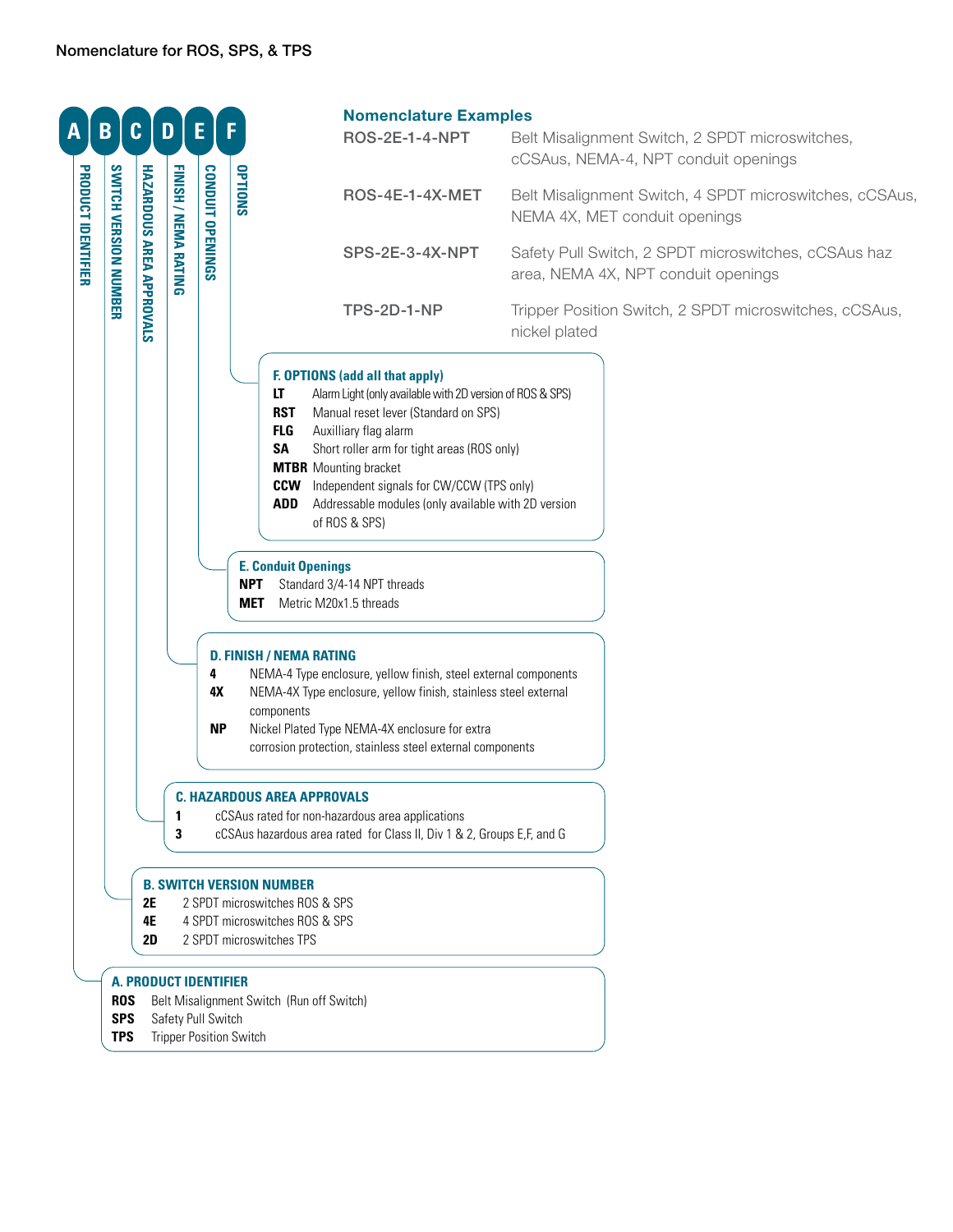# Nomenclature for ROS, SPS, & TPS

| A | B | C | D | E | F |
|---|---|---|---|---|---|
| PRODUCT IDENTIFIER | SWITCH VERSION NUMBER | HAZARDOUS AREA APPROVALS | FINISH / NEMA RATING | CONDUIT OPENINGS | OPTIONS |

## Nomenclature Examples

| | |
|---|---|
| ROS-2E-1-4-NPT | Belt Misalignment Switch, 2 SPDT microswitches, cCSAus, NEMA-4, NPT conduit openings |
| ROS-4E-1-4X-MET | Belt Misalignment Switch, 4 SPDT microswitches, cCSAus, NEMA 4X, MET conduit openings |
| SPS-2E-3-4X-NPT | Safety Pull Switch, 2 SPDT microswitches, cCSAus haz area, NEMA 4X, NPT conduit openings |
| TPS-2D-1-NP | Tripper Position Switch, 2 SPDT microswitches, cCSAus, nickel plated |

### F. OPTIONS (add all that apply)

- **LT** Alarm Light (only available with 2D version of ROS & SPS)
- **RST** Manual reset lever (Standard on SPS)
- **FLG** Auxilliary flag alarm
- **SA** Short roller arm for tight areas (ROS only)
- **MTBR** Mounting bracket
- **CCW** Independent signals for CW/CCW (TPS only)
- **ADD** Addressable modules (only available with 2D version of ROS & SPS)

### E. Conduit Openings

- **NPT** Standard 3/4-14 NPT threads
- **MET** Metric M20x1.5 threads

### D. FINISH / NEMA RATING

- **4** NEMA-4 Type enclosure, yellow finish, steel external components
- **4X** NEMA-4X Type enclosure, yellow finish, stainless steel external components
- **NP** Nickel Plated Type NEMA-4X enclosure for extra corrosion protection, stainless steel external components

### C. HAZARDOUS AREA APPROVALS

- **1** cCSAus rated for non-hazardous area applications
- **3** cCSAus hazardous area rated for Class II, Div 1 & 2, Groups E,F, and G

### B. SWITCH VERSION NUMBER

- **2E** 2 SPDT microswitches ROS & SPS
- **4E** 4 SPDT microswitches ROS & SPS
- **2D** 2 SPDT microswitches TPS

### A. PRODUCT IDENTIFIER

- **ROS** Belt Misalignment Switch (Run off Switch)
- **SPS** Safety Pull Switch
- **TPS** Tripper Position Switch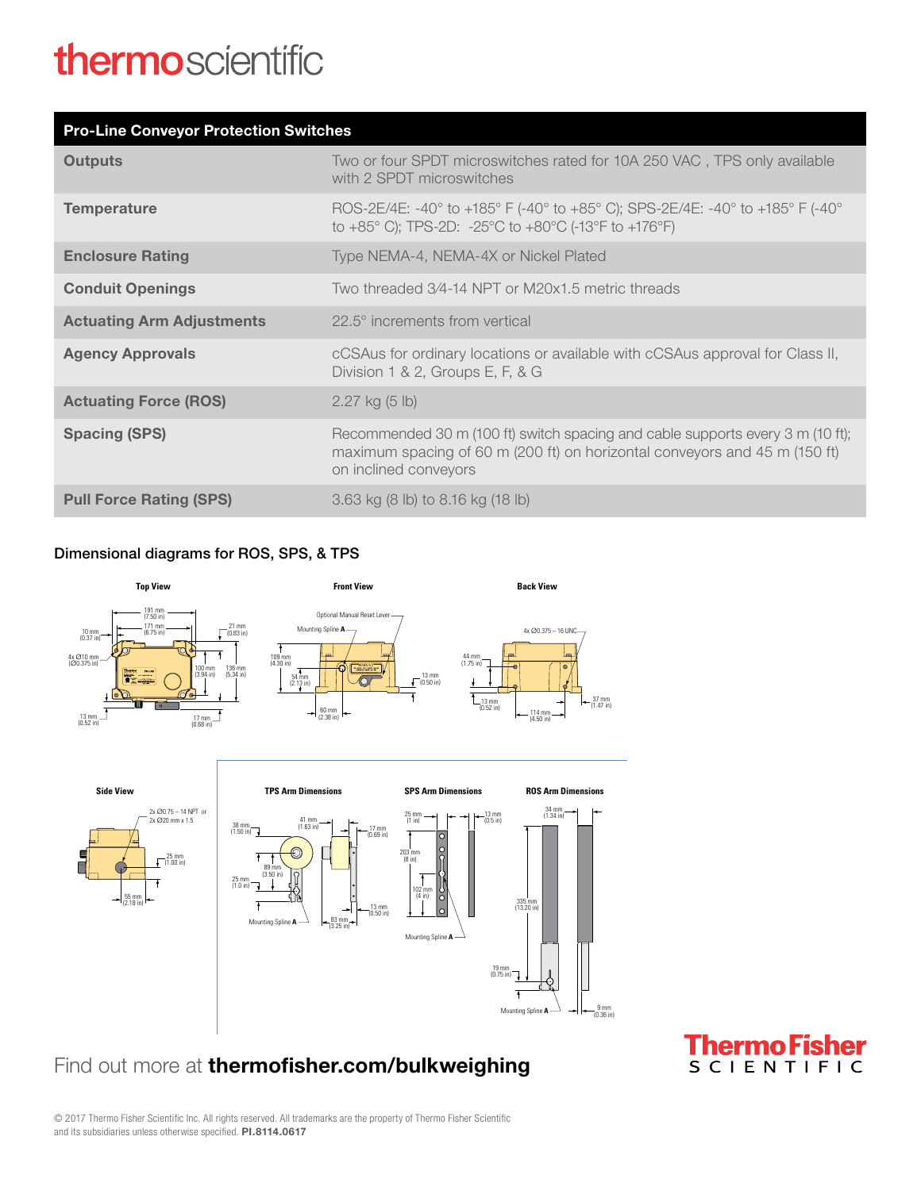## Pro-Line Conveyor Protection Switches

| | |
|---|---|
| **Outputs** | Two or four SPDT microswitches rated for 10A 250 VAC , TPS only available with 2 SPDT microswitches |
| **Temperature** | ROS-2E/4E: -40° to +185° F (-40° to +85° C); SPS-2E/4E: -40° to +185° F (-40° to +85° C); TPS-2D: -25°C to +80°C (-13°F to +176°F) |
| **Enclosure Rating** | Type NEMA-4, NEMA-4X or Nickel Plated |
| **Conduit Openings** | Two threaded 3⁄4-14 NPT or M20x1.5 metric threads |
| **Actuating Arm Adjustments** | 22.5° increments from vertical |
| **Agency Approvals** | cCSAus for ordinary locations or available with cCSAus approval for Class II, Division 1 & 2, Groups E, F, & G |
| **Actuating Force (ROS)** | 2.27 kg (5 lb) |
| **Spacing (SPS)** | Recommended 30 m (100 ft) switch spacing and cable supports every 3 m (10 ft); maximum spacing of 60 m (200 ft) on horizontal conveyors and 45 m (150 ft) on inclined conveyors |
| **Pull Force Rating (SPS)** | 3.63 kg (8 lb) to 8.16 kg (18 lb) |

### Dimensional diagrams for ROS, SPS, & TPS

**Top View**

191 mm (7.50 in)
171 mm (6.75 in)
10 mm (0.37 in)
21 mm (0.83 in)
4x Ø10 mm (Ø0.375 in)
100 mm (3.94 in)
136 mm (5.34 in)
13 mm (0.52 in)
17 mm (0.68 in)

**Front View**

Optional Manual Reset Lever
Mounting Spline A
109 mm (4.30 in)
54 mm (2.13 in)
13 mm (0.50 in)
60 mm (2.38 in)

**Back View**

4x Ø0.375 – 16 UNC
44 mm (1.75 in)
13 mm (0.52 in)
114 mm (4.50 in)
37 mm (1.47 in)

**Side View**

2x Ø0.75 – 14 NPT or 2x Ø20 mm x 1.5
25 mm (1.00 in)
55 mm (2.18 in)

**TPS Arm Dimensions**

38 mm (1.50 in)
41 mm (1.63 in)
17 mm (0.69 in)
89 mm (3.50 in)
25 mm (1.0 in)
13 mm (0.50 in)
83 mm (3.25 in)
Mounting Spline A

**SPS Arm Dimensions**

25 mm (1 in)
13 mm (0.5 in)
203 mm (8 in)
102 mm (4 in)
Mounting Spline A

**ROS Arm Dimensions**

34 mm (1.34 in)
335 mm (13.20 in)
19 mm (0.75 in)
Mounting Spline A
9 mm (0.36 in)

Find out more at **thermofisher.com/bulkweighing**

© 2017 Thermo Fisher Scientific Inc. All rights reserved. All trademarks are the property of Thermo Fisher Scientific and its subsidiaries unless otherwise specified. **PI.8114.0617**